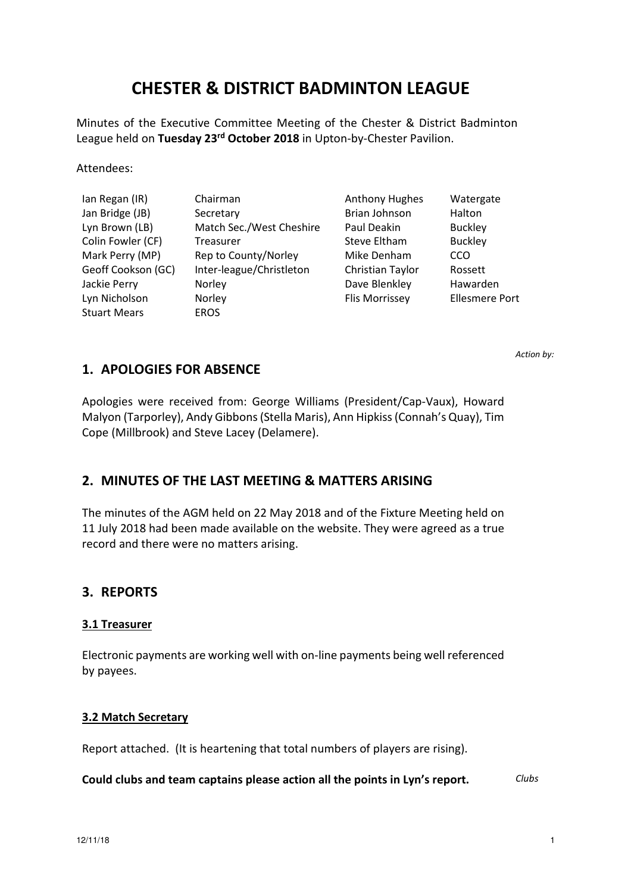# CHESTER & DISTRICT BADMINTON LEAGUE

Minutes of the Executive Committee Meeting of the Chester & District Badminton League held on **Tuesday 23rd October 2018** in Upton-by-Chester Pavilion.

Attendees:

| | | | |
|---|---|---|---|
| Ian Regan (IR) | Chairman | Anthony Hughes | Watergate |
| Jan Bridge (JB) | Secretary | Brian Johnson | Halton |
| Lyn Brown (LB) | Match Sec./West Cheshire | Paul Deakin | Buckley |
| Colin Fowler (CF) | Treasurer | Steve Eltham | Buckley |
| Mark Perry (MP) | Rep to County/Norley | Mike Denham | CCO |
| Geoff Cookson (GC) | Inter-league/Christleton | Christian Taylor | Rossett |
| Jackie Perry | Norley | Dave Blenkley | Hawarden |
| Lyn Nicholson | Norley | Flis Morrissey | Ellesmere Port |
| Stuart Mears | EROS | | |

*Action by:*

## 1. APOLOGIES FOR ABSENCE

Apologies were received from: George Williams (President/Cap-Vaux), Howard Malyon (Tarporley), Andy Gibbons (Stella Maris), Ann Hipkiss (Connah's Quay), Tim Cope (Millbrook) and Steve Lacey (Delamere).

## 2. MINUTES OF THE LAST MEETING & MATTERS ARISING

The minutes of the AGM held on 22 May 2018 and of the Fixture Meeting held on 11 July 2018 had been made available on the website. They were agreed as a true record and there were no matters arising.

## 3. REPORTS

### 3.1 Treasurer

Electronic payments are working well with on-line payments being well referenced by payees.

### 3.2 Match Secretary

Report attached. (It is heartening that total numbers of players are rising).

**Could clubs and team captains please action all the points in Lyn's report.** *Clubs*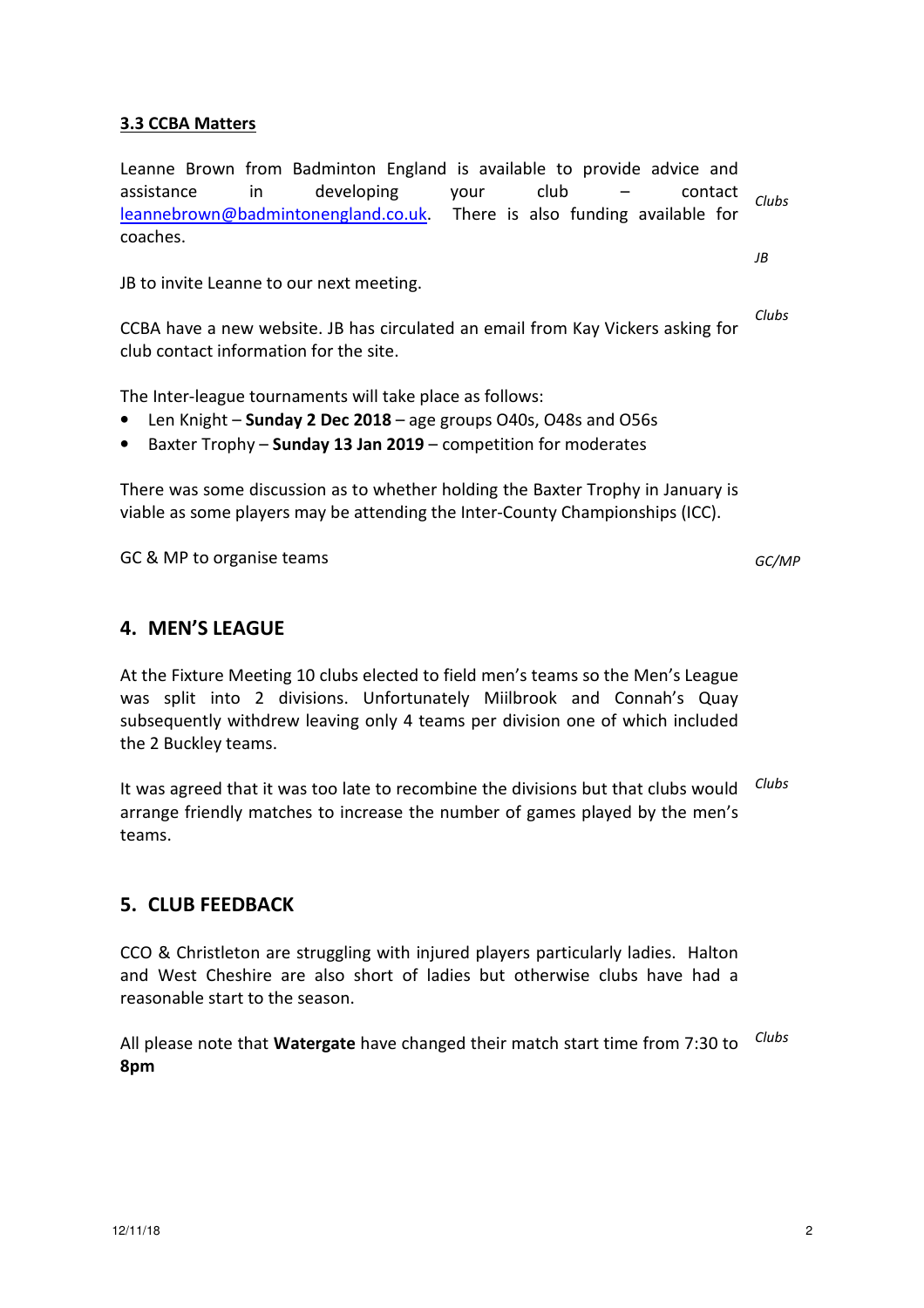### 3.3 CCBA Matters

Leanne Brown from Badminton England is available to provide advice and assistance in developing your club – contact leannebrown@badmintonengland.co.uk. There is also funding available for coaches. *Clubs*

JB to invite Leanne to our next meeting. *JB*

CCBA have a new website. JB has circulated an email from Kay Vickers asking for club contact information for the site. *Clubs*

The Inter-league tournaments will take place as follows:

- Len Knight – **Sunday 2 Dec 2018** – age groups O40s, O48s and O56s
- Baxter Trophy – **Sunday 13 Jan 2019** – competition for moderates

There was some discussion as to whether holding the Baxter Trophy in January is viable as some players may be attending the Inter-County Championships (ICC).

GC & MP to organise teams *GC/MP*

## 4. MEN'S LEAGUE

At the Fixture Meeting 10 clubs elected to field men's teams so the Men's League was split into 2 divisions. Unfortunately Miilbrook and Connah's Quay subsequently withdrew leaving only 4 teams per division one of which included the 2 Buckley teams.

It was agreed that it was too late to recombine the divisions but that clubs would arrange friendly matches to increase the number of games played by the men's teams. *Clubs*

## 5. CLUB FEEDBACK

CCO & Christleton are struggling with injured players particularly ladies. Halton and West Cheshire are also short of ladies but otherwise clubs have had a reasonable start to the season.

All please note that **Watergate** have changed their match start time from 7:30 to **8pm** *Clubs*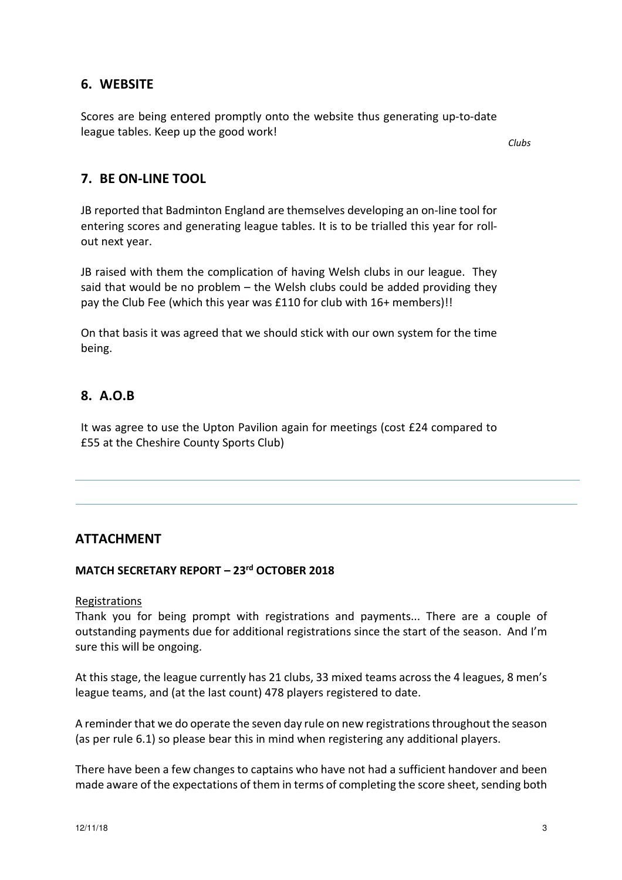## 6. WEBSITE

Scores are being entered promptly onto the website thus generating up-to-date league tables. Keep up the good work!

*Clubs*

## 7. BE ON-LINE TOOL

JB reported that Badminton England are themselves developing an on-line tool for entering scores and generating league tables. It is to be trialled this year for roll-out next year.

JB raised with them the complication of having Welsh clubs in our league. They said that would be no problem – the Welsh clubs could be added providing they pay the Club Fee (which this year was £110 for club with 16+ members)!!

On that basis it was agreed that we should stick with our own system for the time being.

## 8. A.O.B

It was agree to use the Upton Pavilion again for meetings (cost £24 compared to £55 at the Cheshire County Sports Club)

---

## ATTACHMENT

### MATCH SECRETARY REPORT – 23rd OCTOBER 2018

Registrations

Thank you for being prompt with registrations and payments... There are a couple of outstanding payments due for additional registrations since the start of the season. And I'm sure this will be ongoing.

At this stage, the league currently has 21 clubs, 33 mixed teams across the 4 leagues, 8 men's league teams, and (at the last count) 478 players registered to date.

A reminder that we do operate the seven day rule on new registrations throughout the season (as per rule 6.1) so please bear this in mind when registering any additional players.

There have been a few changes to captains who have not had a sufficient handover and been made aware of the expectations of them in terms of completing the score sheet, sending both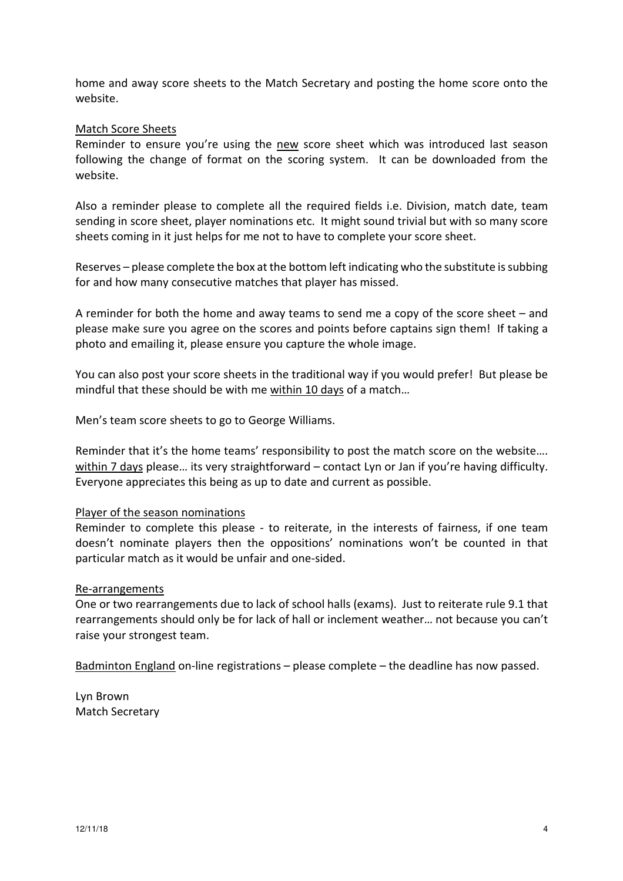home and away score sheets to the Match Secretary and posting the home score onto the website.

Match Score Sheets

Reminder to ensure you're using the new score sheet which was introduced last season following the change of format on the scoring system. It can be downloaded from the website.

Also a reminder please to complete all the required fields i.e. Division, match date, team sending in score sheet, player nominations etc. It might sound trivial but with so many score sheets coming in it just helps for me not to have to complete your score sheet.

Reserves – please complete the box at the bottom left indicating who the substitute is subbing for and how many consecutive matches that player has missed.

A reminder for both the home and away teams to send me a copy of the score sheet – and please make sure you agree on the scores and points before captains sign them! If taking a photo and emailing it, please ensure you capture the whole image.

You can also post your score sheets in the traditional way if you would prefer! But please be mindful that these should be with me within 10 days of a match…

Men's team score sheets to go to George Williams.

Reminder that it's the home teams' responsibility to post the match score on the website…. within 7 days please… its very straightforward – contact Lyn or Jan if you're having difficulty. Everyone appreciates this being as up to date and current as possible.

Player of the season nominations

Reminder to complete this please - to reiterate, in the interests of fairness, if one team doesn't nominate players then the oppositions' nominations won't be counted in that particular match as it would be unfair and one-sided.

Re-arrangements

One or two rearrangements due to lack of school halls (exams). Just to reiterate rule 9.1 that rearrangements should only be for lack of hall or inclement weather… not because you can't raise your strongest team.

Badminton England on-line registrations – please complete – the deadline has now passed.

Lyn Brown
Match Secretary